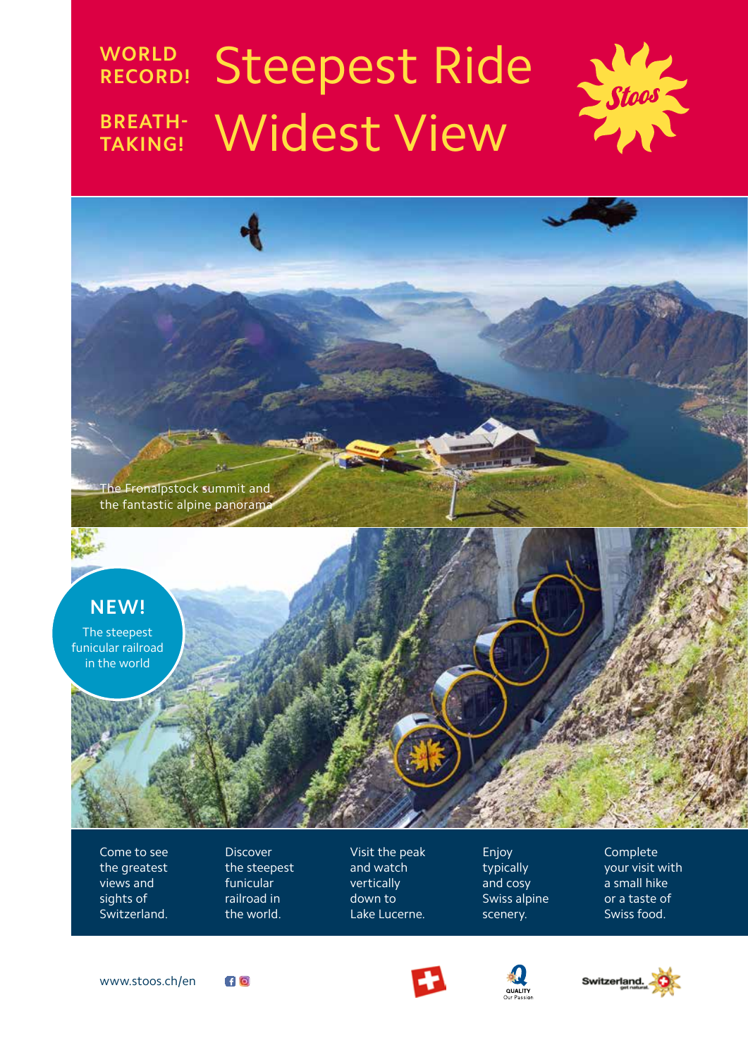WORLD RECORD! **Steepest Ride**

BREATH-TAKING! **Widest View**

The Fronalpstock summit and the fantastic alpine panorama

**NEW!**

The steepest funicular railroad in the world

Come to see the greatest views and sights of Switzerland.

Discover the steepest funicular railroad in the world.

Visit the peak and watch vertically down to Lake Lucerne.

Enjoy typically and cosy Swiss alpine scenery.

Complete your visit with a small hike or a taste of Swiss food.

www.stoos.ch/en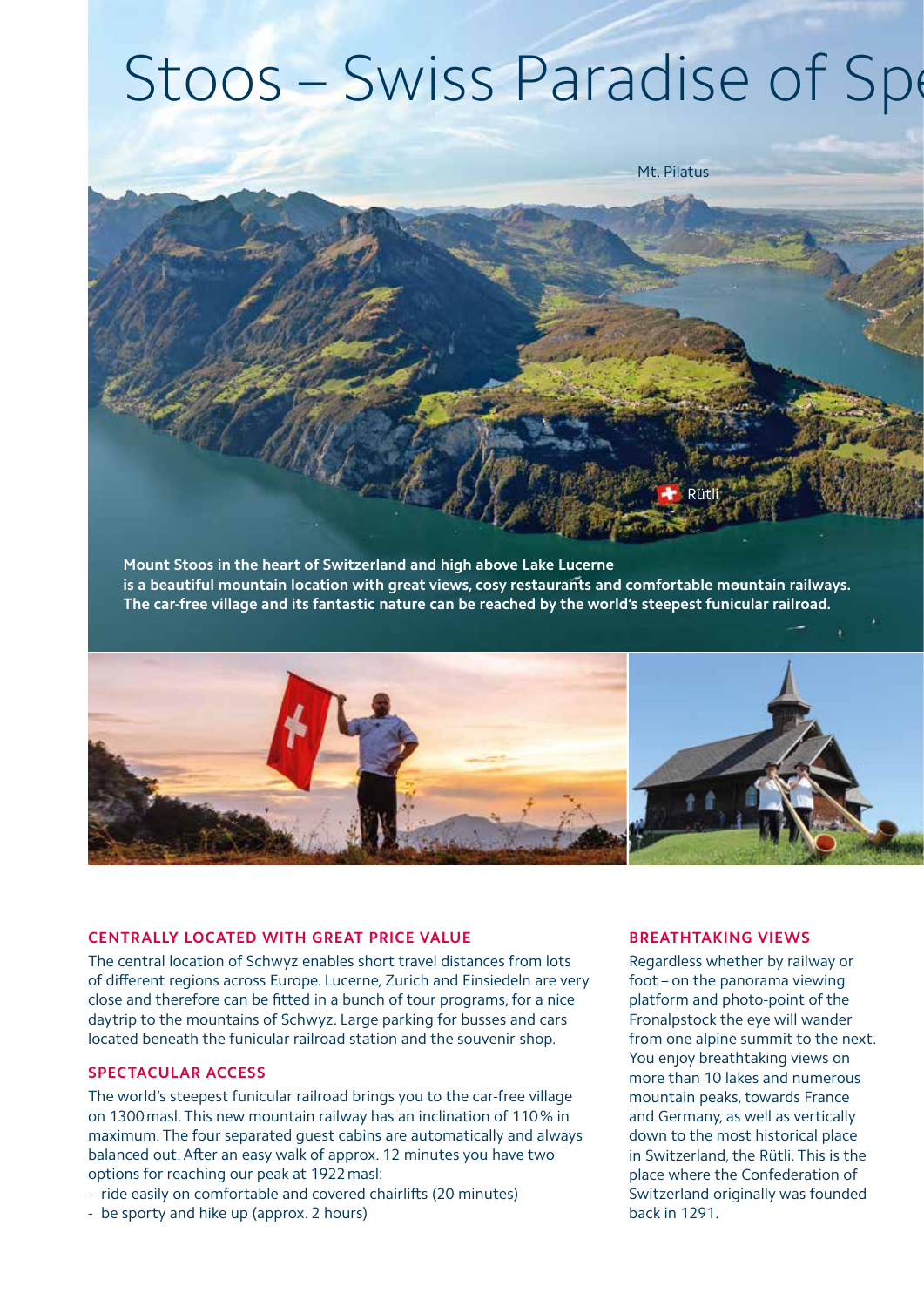# Stoos – Swiss Paradise of Spe

Mt. Pilatus

Rütli

**Mount Stoos in the heart of Switzerland and high above Lake Lucerne is a beautiful mountain location with great views, cosy restaurants and comfortable mountain railways. The car-free village and its fantastic nature can be reached by the world's steepest funicular railroad.**

## CENTRALLY LOCATED WITH GREAT PRICE VALUE

The central location of Schwyz enables short travel distances from lots of different regions across Europe. Lucerne, Zurich and Einsiedeln are very close and therefore can be fitted in a bunch of tour programs, for a nice daytrip to the mountains of Schwyz. Large parking for busses and cars located beneath the funicular railroad station and the souvenir-shop.

## SPECTACULAR ACCESS

The world's steepest funicular railroad brings you to the car-free village on 1300 masl. This new mountain railway has an inclination of 110 % in maximum. The four separated guest cabins are automatically and always balanced out. After an easy walk of approx. 12 minutes you have two options for reaching our peak at 1922 masl:

- ride easily on comfortable and covered chairlifts (20 minutes)
- be sporty and hike up (approx. 2 hours)

## BREATHTAKING VIEWS

Regardless whether by railway or foot – on the panorama viewing platform and photo-point of the Fronalpstock the eye will wander from one alpine summit to the next. You enjoy breathtaking views on more than 10 lakes and numerous mountain peaks, towards France and Germany, as well as vertically down to the most historical place in Switzerland, the Rütli. This is the place where the Confederation of Switzerland originally was founded back in 1291.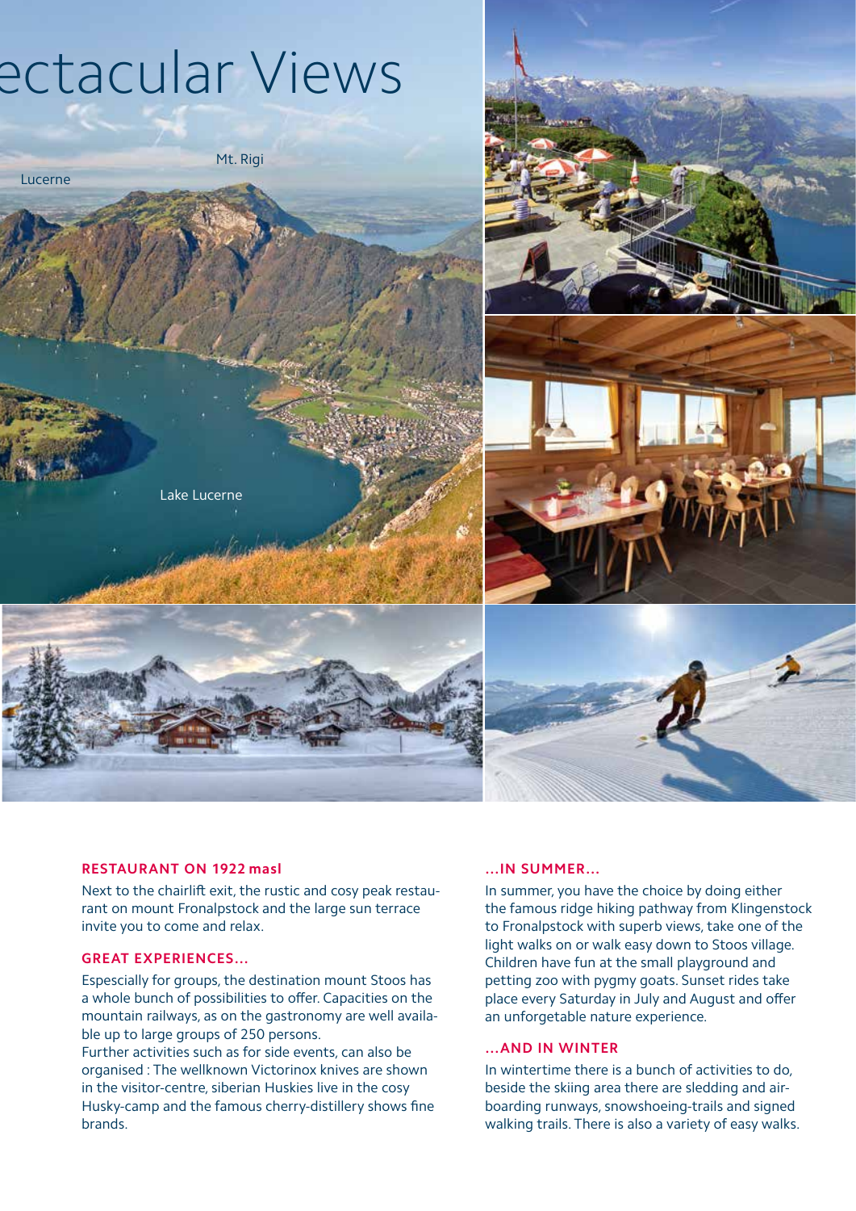# ectacular Views

Mt. Rigi

Lucerne

Lake Lucerne

### RESTAURANT ON 1922 masl

Next to the chairlift exit, the rustic and cosy peak restaurant on mount Fronalpstock and the large sun terrace invite you to come and relax.

### GREAT EXPERIENCES...

Espescially for groups, the destination mount Stoos has a whole bunch of possibilities to offer. Capacities on the mountain railways, as on the gastronomy are well available up to large groups of 250 persons.
Further activities such as for side events, can also be organised : The wellknown Victorinox knives are shown in the visitor-centre, siberian Huskies live in the cosy Husky-camp and the famous cherry-distillery shows fine brands.

### ...IN SUMMER...

In summer, you have the choice by doing either the famous ridge hiking pathway from Klingenstock to Fronalpstock with superb views, take one of the light walks on or walk easy down to Stoos village. Children have fun at the small playground and petting zoo with pygmy goats. Sunset rides take place every Saturday in July and August and offer an unforgetable nature experience.

### ...AND IN WINTER

In wintertime there is a bunch of activities to do, beside the skiing area there are sledding and airboarding runways, snowshoeing-trails and signed walking trails. There is also a variety of easy walks.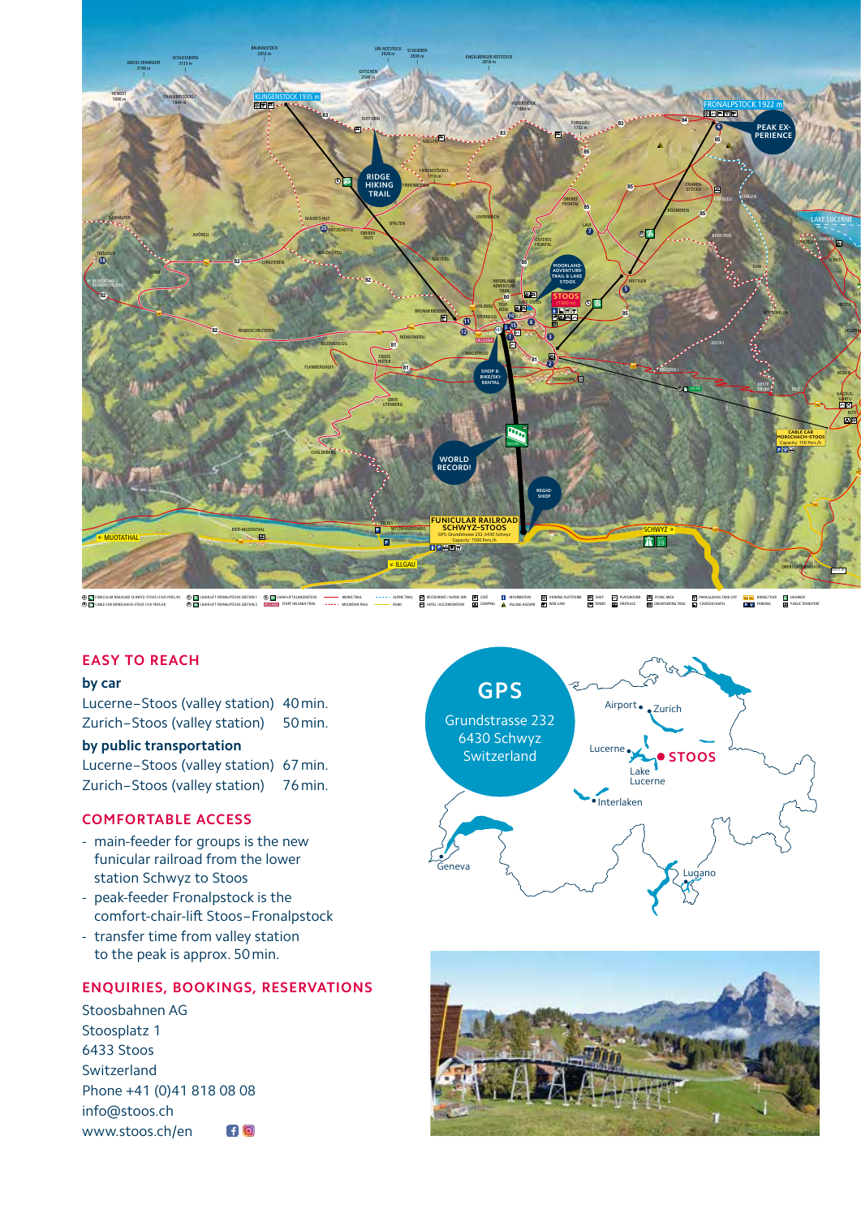## EASY TO REACH

**by car**

Lucerne–Stoos (valley station) 40 min.
Zurich–Stoos (valley station) 50 min.

**by public transportation**

Lucerne–Stoos (valley station) 67 min.
Zurich–Stoos (valley station) 76 min.

## COMFORTABLE ACCESS

- main-feeder for groups is the new funicular railroad from the lower station Schwyz to Stoos
- peak-feeder Fronalpstock is the comfort-chair-lift Stoos–Fronalpstock
- transfer time from valley station to the peak is approx. 50 min.

## ENQUIRIES, BOOKINGS, RESERVATIONS

Stoosbahnen AG
Stoosplatz 1
6433 Stoos
Switzerland
Phone +41 (0)41 818 08 08
info@stoos.ch
www.stoos.ch/en

**GPS**
Grundstrasse 232
6430 Schwyz
Switzerland